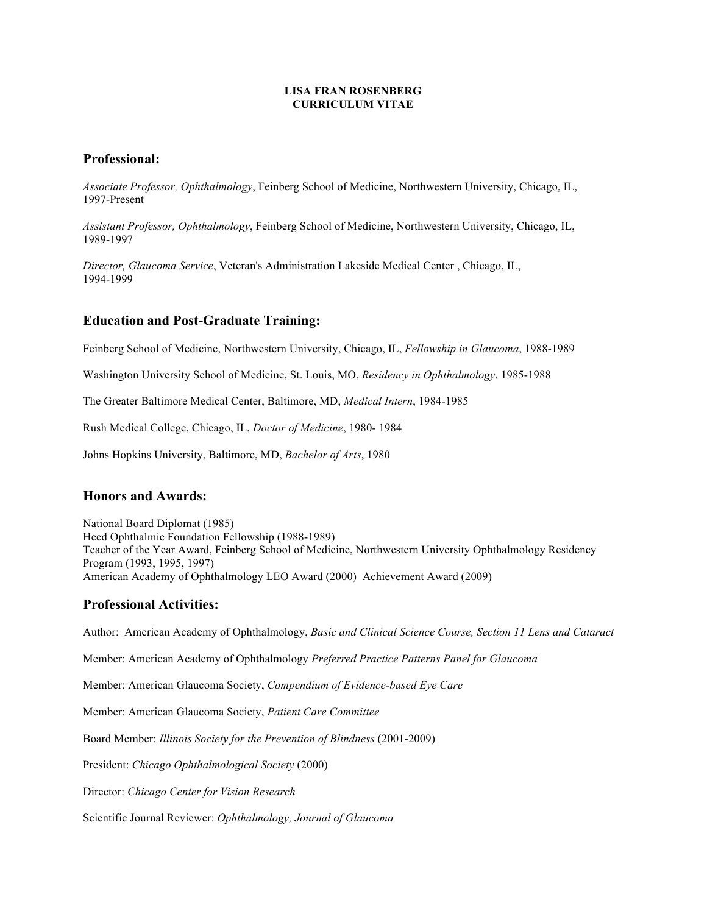**LISA FRAN ROSENBERG**
**CURRICULUM VITAE**

## Professional:

*Associate Professor, Ophthalmology*, Feinberg School of Medicine, Northwestern University, Chicago, IL, 1997-Present

*Assistant Professor, Ophthalmology*, Feinberg School of Medicine, Northwestern University, Chicago, IL, 1989-1997

*Director, Glaucoma Service*, Veteran's Administration Lakeside Medical Center , Chicago, IL, 1994-1999

## Education and Post-Graduate Training:

Feinberg School of Medicine, Northwestern University, Chicago, IL, *Fellowship in Glaucoma*, 1988-1989

Washington University School of Medicine, St. Louis, MO, *Residency in Ophthalmology*, 1985-1988

The Greater Baltimore Medical Center, Baltimore, MD, *Medical Intern*, 1984-1985

Rush Medical College, Chicago, IL, *Doctor of Medicine*, 1980- 1984

Johns Hopkins University, Baltimore, MD, *Bachelor of Arts*, 1980

## Honors and Awards:

National Board Diplomat (1985)
Heed Ophthalmic Foundation Fellowship (1988-1989)
Teacher of the Year Award, Feinberg School of Medicine, Northwestern University Ophthalmology Residency Program (1993, 1995, 1997)
American Academy of Ophthalmology LEO Award (2000) Achievement Award (2009)

## Professional Activities:

Author: American Academy of Ophthalmology, *Basic and Clinical Science Course, Section 11 Lens and Cataract*

Member: American Academy of Ophthalmology *Preferred Practice Patterns Panel for Glaucoma*

Member: American Glaucoma Society, *Compendium of Evidence-based Eye Care*

Member: American Glaucoma Society, *Patient Care Committee*

Board Member: *Illinois Society for the Prevention of Blindness* (2001-2009)

President: *Chicago Ophthalmological Society* (2000)

Director: *Chicago Center for Vision Research*

Scientific Journal Reviewer: *Ophthalmology, Journal of Glaucoma*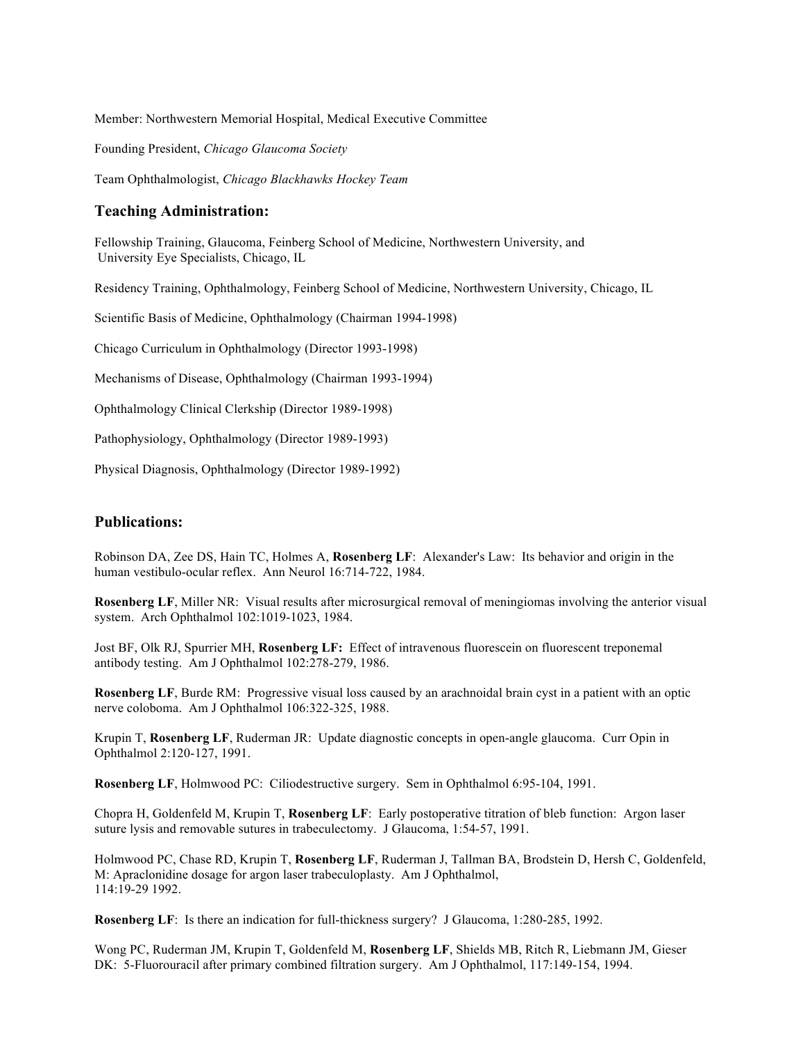Member: Northwestern Memorial Hospital, Medical Executive Committee

Founding President, *Chicago Glaucoma Society*

Team Ophthalmologist, *Chicago Blackhawks Hockey Team*

## Teaching Administration:

Fellowship Training, Glaucoma, Feinberg School of Medicine, Northwestern University, and University Eye Specialists, Chicago, IL

Residency Training, Ophthalmology, Feinberg School of Medicine, Northwestern University, Chicago, IL

Scientific Basis of Medicine, Ophthalmology (Chairman 1994-1998)

Chicago Curriculum in Ophthalmology (Director 1993-1998)

Mechanisms of Disease, Ophthalmology (Chairman 1993-1994)

Ophthalmology Clinical Clerkship (Director 1989-1998)

Pathophysiology, Ophthalmology (Director 1989-1993)

Physical Diagnosis, Ophthalmology (Director 1989-1992)

## Publications:

Robinson DA, Zee DS, Hain TC, Holmes A, **Rosenberg LF**: Alexander's Law: Its behavior and origin in the human vestibulo-ocular reflex. Ann Neurol 16:714-722, 1984.

**Rosenberg LF**, Miller NR: Visual results after microsurgical removal of meningiomas involving the anterior visual system. Arch Ophthalmol 102:1019-1023, 1984.

Jost BF, Olk RJ, Spurrier MH, **Rosenberg LF:** Effect of intravenous fluorescein on fluorescent treponemal antibody testing. Am J Ophthalmol 102:278-279, 1986.

**Rosenberg LF**, Burde RM: Progressive visual loss caused by an arachnoidal brain cyst in a patient with an optic nerve coloboma. Am J Ophthalmol 106:322-325, 1988.

Krupin T, **Rosenberg LF**, Ruderman JR: Update diagnostic concepts in open-angle glaucoma. Curr Opin in Ophthalmol 2:120-127, 1991.

**Rosenberg LF**, Holmwood PC: Ciliodestructive surgery. Sem in Ophthalmol 6:95-104, 1991.

Chopra H, Goldenfeld M, Krupin T, **Rosenberg LF**: Early postoperative titration of bleb function: Argon laser suture lysis and removable sutures in trabeculectomy. J Glaucoma, 1:54-57, 1991.

Holmwood PC, Chase RD, Krupin T, **Rosenberg LF**, Ruderman J, Tallman BA, Brodstein D, Hersh C, Goldenfeld, M: Apraclonidine dosage for argon laser trabeculoplasty. Am J Ophthalmol, 114:19-29 1992.

**Rosenberg LF**: Is there an indication for full-thickness surgery? J Glaucoma, 1:280-285, 1992.

Wong PC, Ruderman JM, Krupin T, Goldenfeld M, **Rosenberg LF**, Shields MB, Ritch R, Liebmann JM, Gieser DK: 5-Fluorouracil after primary combined filtration surgery. Am J Ophthalmol, 117:149-154, 1994.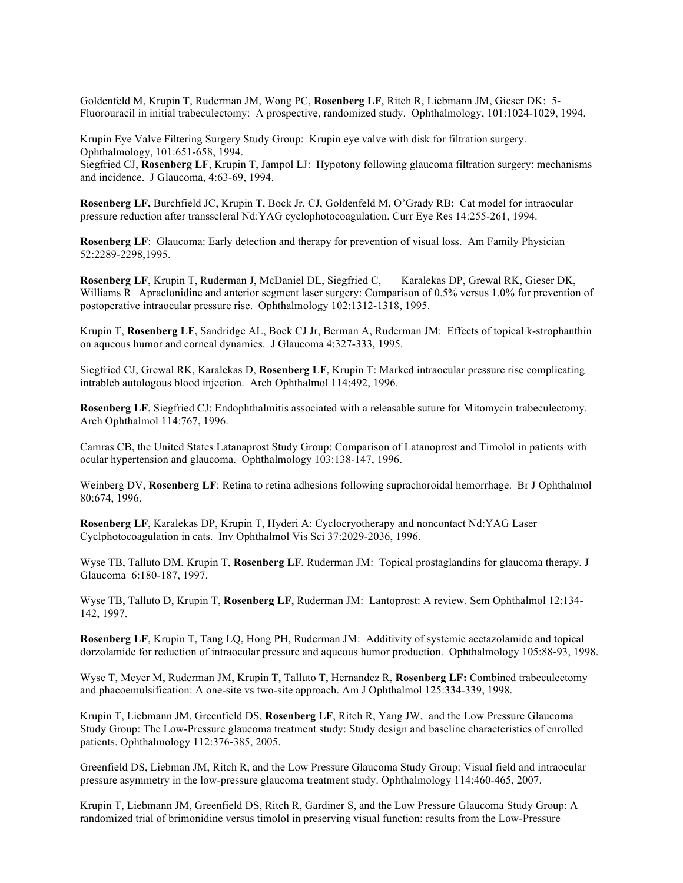Goldenfeld M, Krupin T, Ruderman JM, Wong PC, **Rosenberg LF**, Ritch R, Liebmann JM, Gieser DK: 5-Fluorouracil in initial trabeculectomy: A prospective, randomized study. Ophthalmology, 101:1024-1029, 1994.

Krupin Eye Valve Filtering Surgery Study Group: Krupin eye valve with disk for filtration surgery. Ophthalmology, 101:651-658, 1994.

Siegfried CJ, **Rosenberg LF**, Krupin T, Jampol LJ: Hypotony following glaucoma filtration surgery: mechanisms and incidence. J Glaucoma, 4:63-69, 1994.

**Rosenberg LF,** Burchfield JC, Krupin T, Bock Jr. CJ, Goldenfeld M, O'Grady RB: Cat model for intraocular pressure reduction after transscleral Nd:YAG cyclophotocoagulation. Curr Eye Res 14:255-261, 1994.

**Rosenberg LF**: Glaucoma: Early detection and therapy for prevention of visual loss. Am Family Physician 52:2289-2298,1995.

**Rosenberg LF**, Krupin T, Ruderman J, McDaniel DL, Siegfried C, Karalekas DP, Grewal RK, Gieser DK, Williams R: Apraclonidine and anterior segment laser surgery: Comparison of 0.5% versus 1.0% for prevention of postoperative intraocular pressure rise. Ophthalmology 102:1312-1318, 1995.

Krupin T, **Rosenberg LF**, Sandridge AL, Bock CJ Jr, Berman A, Ruderman JM: Effects of topical k-strophanthin on aqueous humor and corneal dynamics. J Glaucoma 4:327-333, 1995.

Siegfried CJ, Grewal RK, Karalekas D, **Rosenberg LF**, Krupin T: Marked intraocular pressure rise complicating intrableb autologous blood injection. Arch Ophthalmol 114:492, 1996.

**Rosenberg LF**, Siegfried CJ: Endophthalmitis associated with a releasable suture for Mitomycin trabeculectomy. Arch Ophthalmol 114:767, 1996.

Camras CB, the United States Latanaprost Study Group: Comparison of Latanoprost and Timolol in patients with ocular hypertension and glaucoma. Ophthalmology 103:138-147, 1996.

Weinberg DV, **Rosenberg LF**: Retina to retina adhesions following suprachoroidal hemorrhage. Br J Ophthalmol 80:674, 1996.

**Rosenberg LF**, Karalekas DP, Krupin T, Hyderi A: Cyclocryotherapy and noncontact Nd:YAG Laser Cyclphotocoagulation in cats. Inv Ophthalmol Vis Sci 37:2029-2036, 1996.

Wyse TB, Talluto DM, Krupin T, **Rosenberg LF**, Ruderman JM: Topical prostaglandins for glaucoma therapy. J Glaucoma 6:180-187, 1997.

Wyse TB, Talluto D, Krupin T, **Rosenberg LF**, Ruderman JM: Lantoprost: A review. Sem Ophthalmol 12:134-142, 1997.

**Rosenberg LF**, Krupin T, Tang LQ, Hong PH, Ruderman JM: Additivity of systemic acetazolamide and topical dorzolamide for reduction of intraocular pressure and aqueous humor production. Ophthalmology 105:88-93, 1998.

Wyse T, Meyer M, Ruderman JM, Krupin T, Talluto T, Hernandez R, **Rosenberg LF:** Combined trabeculectomy and phacoemulsification: A one-site vs two-site approach. Am J Ophthalmol 125:334-339, 1998.

Krupin T, Liebmann JM, Greenfield DS, **Rosenberg LF**, Ritch R, Yang JW, and the Low Pressure Glaucoma Study Group: The Low-Pressure glaucoma treatment study: Study design and baseline characteristics of enrolled patients. Ophthalmology 112:376-385, 2005.

Greenfield DS, Liebman JM, Ritch R, and the Low Pressure Glaucoma Study Group: Visual field and intraocular pressure asymmetry in the low-pressure glaucoma treatment study. Ophthalmology 114:460-465, 2007.

Krupin T, Liebmann JM, Greenfield DS, Ritch R, Gardiner S, and the Low Pressure Glaucoma Study Group: A randomized trial of brimonidine versus timolol in preserving visual function: results from the Low-Pressure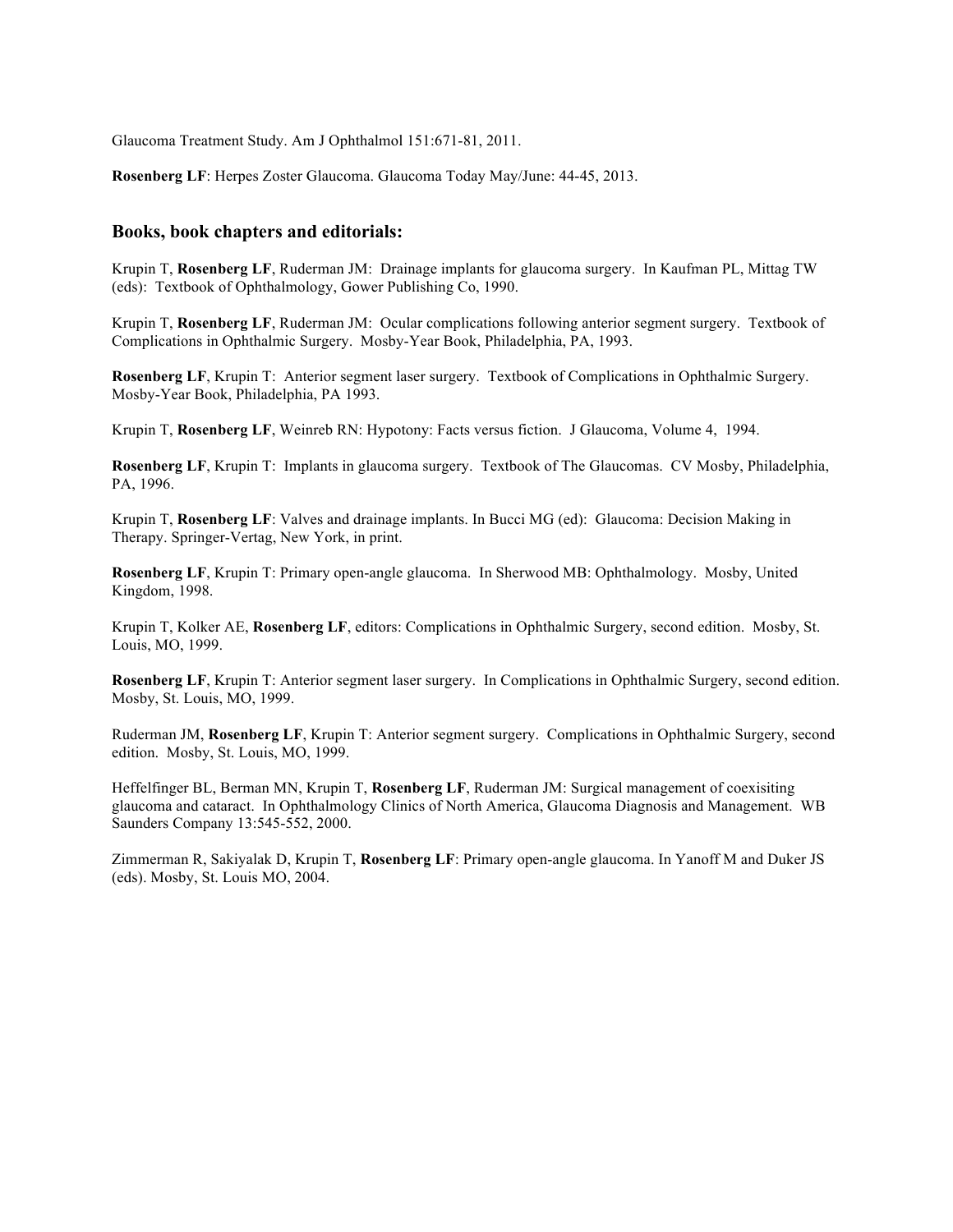Glaucoma Treatment Study. Am J Ophthalmol 151:671-81, 2011.

**Rosenberg LF**: Herpes Zoster Glaucoma. Glaucoma Today May/June: 44-45, 2013.

## Books, book chapters and editorials:

Krupin T, **Rosenberg LF**, Ruderman JM: Drainage implants for glaucoma surgery. In Kaufman PL, Mittag TW (eds): Textbook of Ophthalmology, Gower Publishing Co, 1990.

Krupin T, **Rosenberg LF**, Ruderman JM: Ocular complications following anterior segment surgery. Textbook of Complications in Ophthalmic Surgery. Mosby-Year Book, Philadelphia, PA, 1993.

**Rosenberg LF**, Krupin T: Anterior segment laser surgery. Textbook of Complications in Ophthalmic Surgery. Mosby-Year Book, Philadelphia, PA 1993.

Krupin T, **Rosenberg LF**, Weinreb RN: Hypotony: Facts versus fiction. J Glaucoma, Volume 4, 1994.

**Rosenberg LF**, Krupin T: Implants in glaucoma surgery. Textbook of The Glaucomas. CV Mosby, Philadelphia, PA, 1996.

Krupin T, **Rosenberg LF**: Valves and drainage implants. In Bucci MG (ed): Glaucoma: Decision Making in Therapy. Springer-Vertag, New York, in print.

**Rosenberg LF**, Krupin T: Primary open-angle glaucoma. In Sherwood MB: Ophthalmology. Mosby, United Kingdom, 1998.

Krupin T, Kolker AE, **Rosenberg LF**, editors: Complications in Ophthalmic Surgery, second edition. Mosby, St. Louis, MO, 1999.

**Rosenberg LF**, Krupin T: Anterior segment laser surgery. In Complications in Ophthalmic Surgery, second edition. Mosby, St. Louis, MO, 1999.

Ruderman JM, **Rosenberg LF**, Krupin T: Anterior segment surgery. Complications in Ophthalmic Surgery, second edition. Mosby, St. Louis, MO, 1999.

Heffelfinger BL, Berman MN, Krupin T, **Rosenberg LF**, Ruderman JM: Surgical management of coexisiting glaucoma and cataract. In Ophthalmology Clinics of North America, Glaucoma Diagnosis and Management. WB Saunders Company 13:545-552, 2000.

Zimmerman R, Sakiyalak D, Krupin T, **Rosenberg LF**: Primary open-angle glaucoma. In Yanoff M and Duker JS (eds). Mosby, St. Louis MO, 2004.